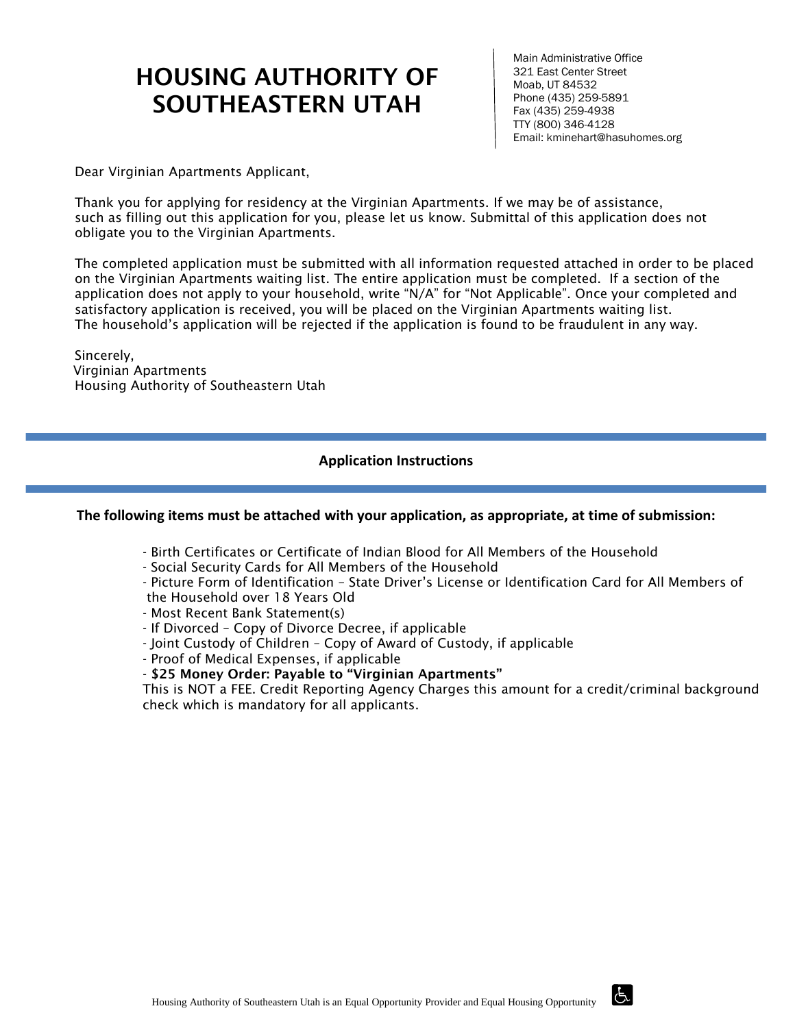# HOUSING AUTHORITY OF SOUTHEASTERN UTAH

Main Administrative Office
321 East Center Street
Moab, UT 84532
Phone (435) 259-5891
Fax (435) 259-4938
TTY (800) 346-4128
Email: kminehart@hasuhomes.org

Dear Virginian Apartments Applicant,

Thank you for applying for residency at the Virginian Apartments. If we may be of assistance, such as filling out this application for you, please let us know. Submittal of this application does not obligate you to the Virginian Apartments.

The completed application must be submitted with all information requested attached in order to be placed on the Virginian Apartments waiting list. The entire application must be completed. If a section of the application does not apply to your household, write "N/A" for "Not Applicable". Once your completed and satisfactory application is received, you will be placed on the Virginian Apartments waiting list. The household's application will be rejected if the application is found to be fraudulent in any way.

Sincerely,
Virginian Apartments
Housing Authority of Southeastern Utah

## Application Instructions

**The following items must be attached with your application, as appropriate, at time of submission:**

- Birth Certificates or Certificate of Indian Blood for All Members of the Household
- Social Security Cards for All Members of the Household
- Picture Form of Identification – State Driver's License or Identification Card for All Members of the Household over 18 Years Old
- Most Recent Bank Statement(s)
- If Divorced – Copy of Divorce Decree, if applicable
- Joint Custody of Children – Copy of Award of Custody, if applicable
- Proof of Medical Expenses, if applicable
- **$25 Money Order: Payable to "Virginian Apartments"**

This is NOT a FEE. Credit Reporting Agency Charges this amount for a credit/criminal background check which is mandatory for all applicants.

Housing Authority of Southeastern Utah is an Equal Opportunity Provider and Equal Housing Opportunity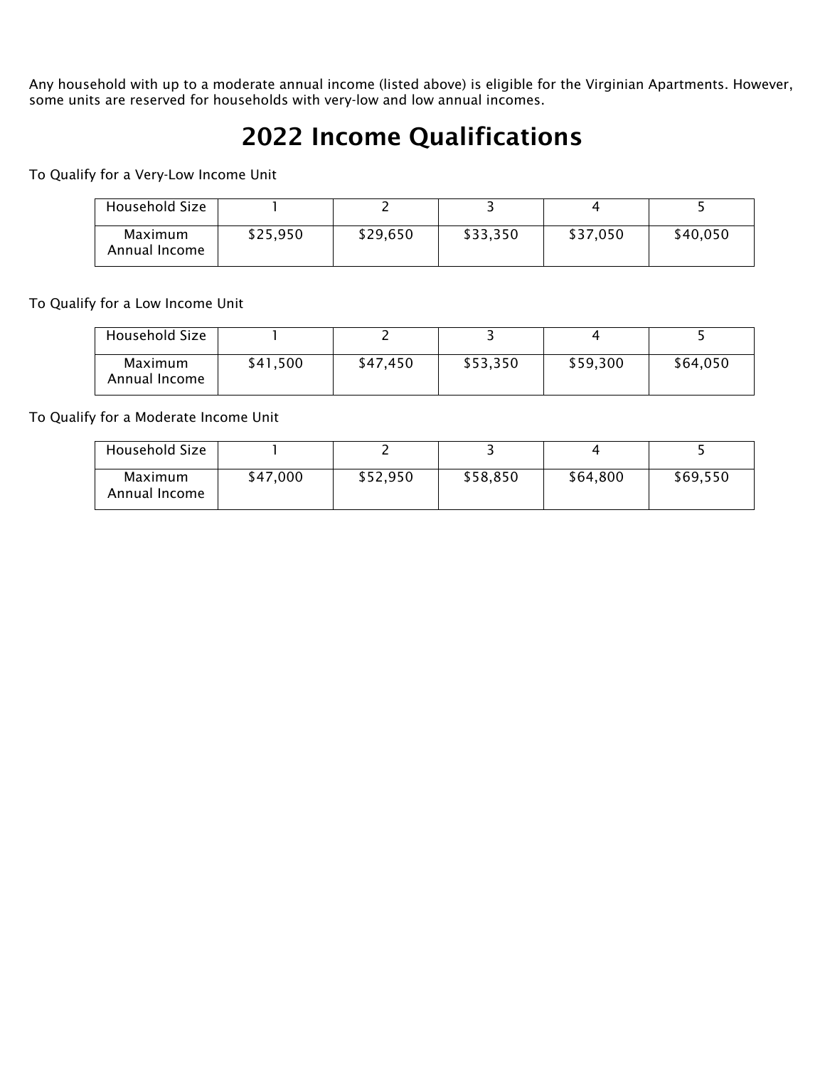Any household with up to a moderate annual income (listed above) is eligible for the Virginian Apartments. However, some units are reserved for households with very-low and low annual incomes.

# 2022 Income Qualifications

To Qualify for a Very-Low Income Unit

| Household Size | 1 | 2 | 3 | 4 | 5 |
|---|---|---|---|---|---|
| Maximum Annual Income | $25,950 | $29,650 | $33,350 | $37,050 | $40,050 |

To Qualify for a Low Income Unit

| Household Size | 1 | 2 | 3 | 4 | 5 |
|---|---|---|---|---|---|
| Maximum Annual Income | $41,500 | $47,450 | $53,350 | $59,300 | $64,050 |

To Qualify for a Moderate Income Unit

| Household Size | 1 | 2 | 3 | 4 | 5 |
|---|---|---|---|---|---|
| Maximum Annual Income | $47,000 | $52,950 | $58,850 | $64,800 | $69,550 |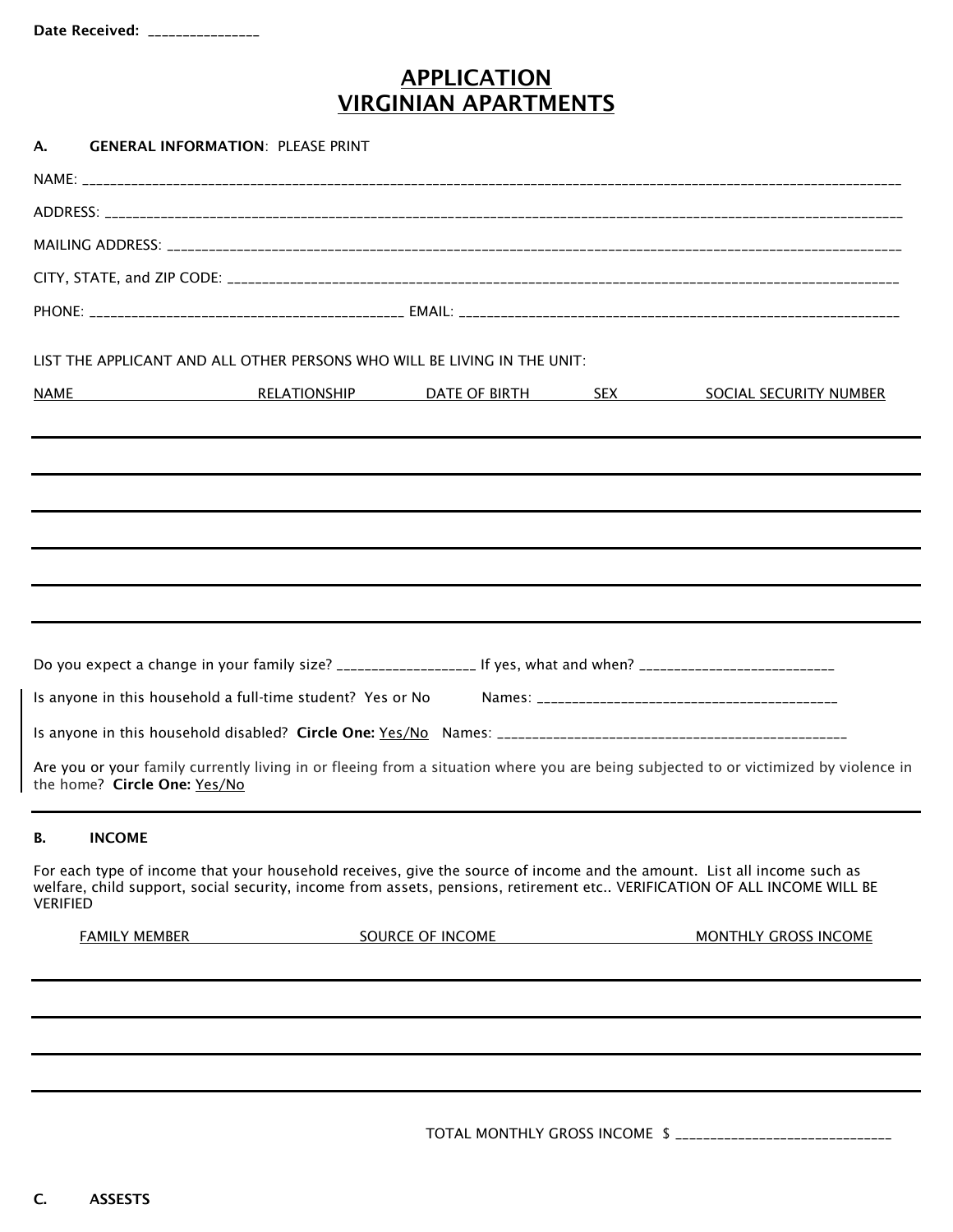Date Received: _______________

# APPLICATION
# VIRGINIAN APARTMENTS

**A. GENERAL INFORMATION**: PLEASE PRINT

NAME: ________________________________________________________________________________

ADDRESS: ______________________________________________________________________________

MAILING ADDRESS: ______________________________________________________________________

CITY, STATE, and ZIP CODE: _____________________________________________________________

PHONE: ___________________________________________ EMAIL: _____________________________

LIST THE APPLICANT AND ALL OTHER PERSONS WHO WILL BE LIVING IN THE UNIT:

| NAME | RELATIONSHIP | DATE OF BIRTH | SEX | SOCIAL SECURITY NUMBER |
|---|---|---|---|---|
| | | | | |
| | | | | |
| | | | | |
| | | | | |
| | | | | |
| | | | | |

Do you expect a change in your family size? ___________________ If yes, what and when? ___________________________

Is anyone in this household a full-time student? Yes or No Names: __________________________________________

Is anyone in this household disabled? **Circle One:** Yes/No Names: _________________________________________________

Are you or your family currently living in or fleeing from a situation where you are being subjected to or victimized by violence in the home? **Circle One:** Yes/No

**B. INCOME**

For each type of income that your household receives, give the source of income and the amount. List all income such as welfare, child support, social security, income from assets, pensions, retirement etc.. VERIFICATION OF ALL INCOME WILL BE VERIFIED

| FAMILY MEMBER | SOURCE OF INCOME | MONTHLY GROSS INCOME |
|---|---|---|
| | | |
| | | |
| | | |
| | | |

TOTAL MONTHLY GROSS INCOME $ ______________________________

**C. ASSESTS**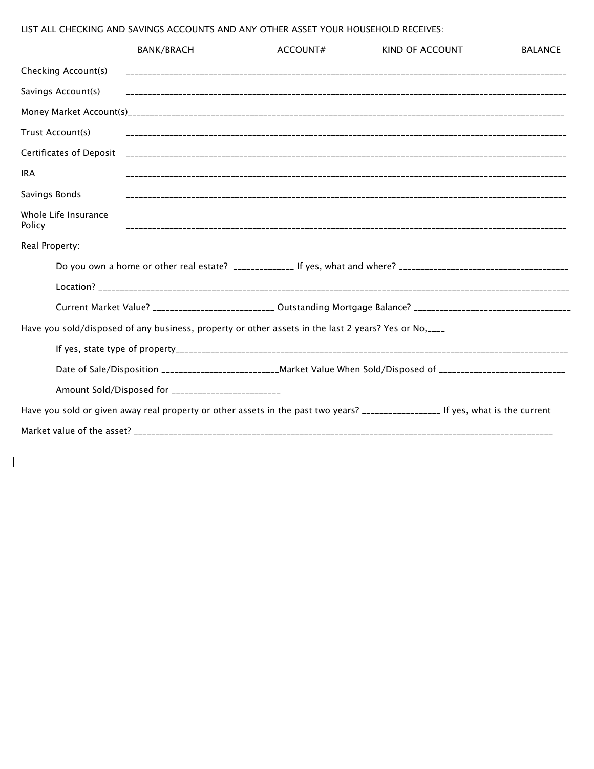LIST ALL CHECKING AND SAVINGS ACCOUNTS AND ANY OTHER ASSET YOUR HOUSEHOLD RECEIVES:

| | BANK/BRACH | ACCOUNT# | KIND OF ACCOUNT | BALANCE |
|---|---|---|---|---|
| Checking Account(s) | | | | |
| Savings Account(s) | | | | |
| Money Market Account(s) | | | | |
| Trust Account(s) | | | | |
| Certificates of Deposit | | | | |
| IRA | | | | |
| Savings Bonds | | | | |
| Whole Life Insurance Policy | | | | |

Real Property:

Do you own a home or other real estate? _____________ If yes, what and where? _____________________________________

Location? ___________________________________________________________________________________________

Current Market Value? __________________________ Outstanding Mortgage Balance? __________________________________

Have you sold/disposed of any business, property or other assets in the last 2 years? Yes or No,____

If yes, state type of property_______________________________________________________________________________

Date of Sale/Disposition _________________________Market Value When Sold/Disposed of ____________________________

Amount Sold/Disposed for ________________________

Have you sold or given away real property or other assets in the past two years? _________________ If yes, what is the current

Market value of the asset? ________________________________________________________________________________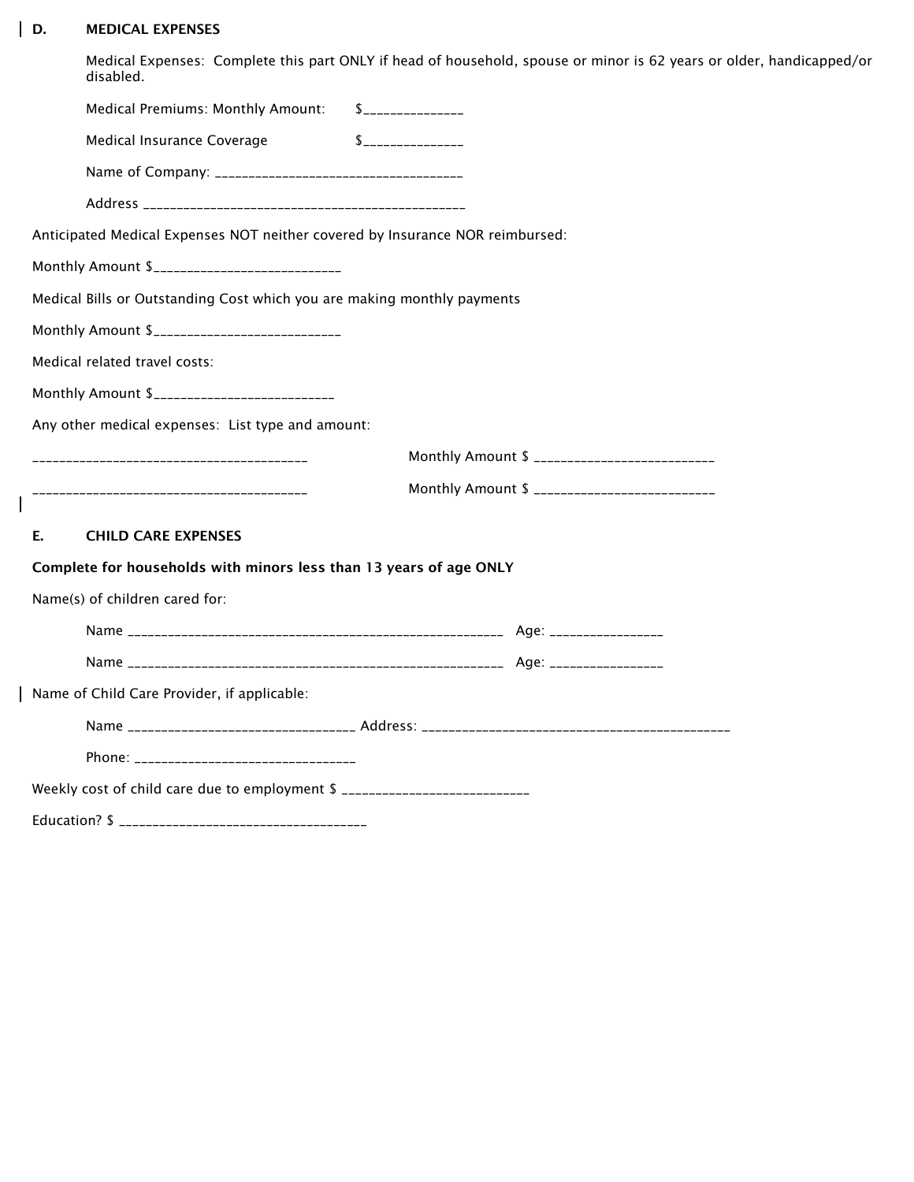## D. MEDICAL EXPENSES

Medical Expenses: Complete this part ONLY if head of household, spouse or minor is 62 years or older, handicapped/or disabled.

Medical Premiums: Monthly Amount: $______________

Medical Insurance Coverage $______________

Name of Company: ___________________________________

Address ______________________________________________

Anticipated Medical Expenses NOT neither covered by Insurance NOR reimbursed:

Monthly Amount $___________________________

Medical Bills or Outstanding Cost which you are making monthly payments

Monthly Amount $___________________________

Medical related travel costs:

Monthly Amount $__________________________

Any other medical expenses: List type and amount:

_______________________________________ Monthly Amount $ __________________________

_______________________________________ Monthly Amount $ __________________________

## E. CHILD CARE EXPENSES

**Complete for households with minors less than 13 years of age ONLY**

Name(s) of children cared for:

Name _____________________________________________________ Age: _______________

Name _____________________________________________________ Age: _______________

Name of Child Care Provider, if applicable:

Name ________________________________ Address: ____________________________________________

Phone: _______________________________

Weekly cost of child care due to employment $ ___________________________

Education? $ ___________________________________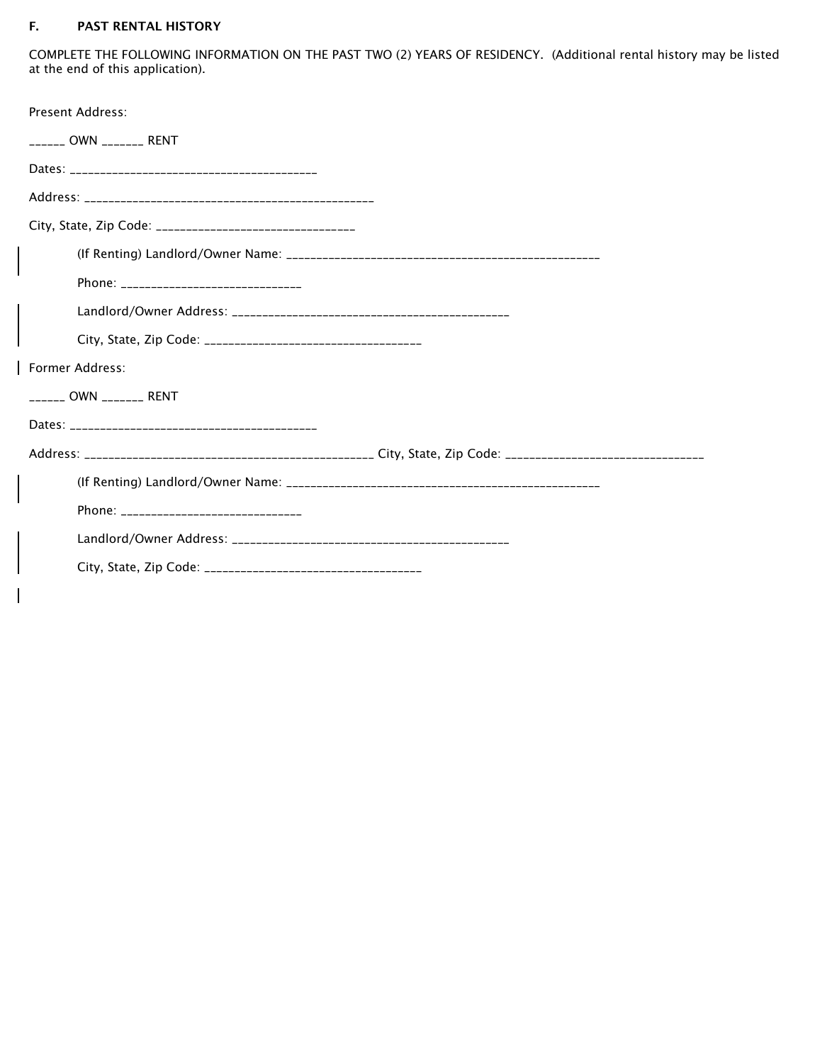## F. PAST RENTAL HISTORY

COMPLETE THE FOLLOWING INFORMATION ON THE PAST TWO (2) YEARS OF RESIDENCY. (Additional rental history may be listed at the end of this application).

Present Address:

______ OWN _______ RENT

Dates: ________________________________________

Address: _______________________________________________

City, State, Zip Code: _______________________________

(If Renting) Landlord/Owner Name: __________________________________________________

Phone: _____________________________

Landlord/Owner Address: ____________________________________________

City, State, Zip Code: ___________________________________

Former Address:

______ OWN _______ RENT

Dates: ________________________________________

Address: _______________________________________________ City, State, Zip Code: _______________________________

(If Renting) Landlord/Owner Name: __________________________________________________

Phone: _____________________________

Landlord/Owner Address: ____________________________________________

City, State, Zip Code: ___________________________________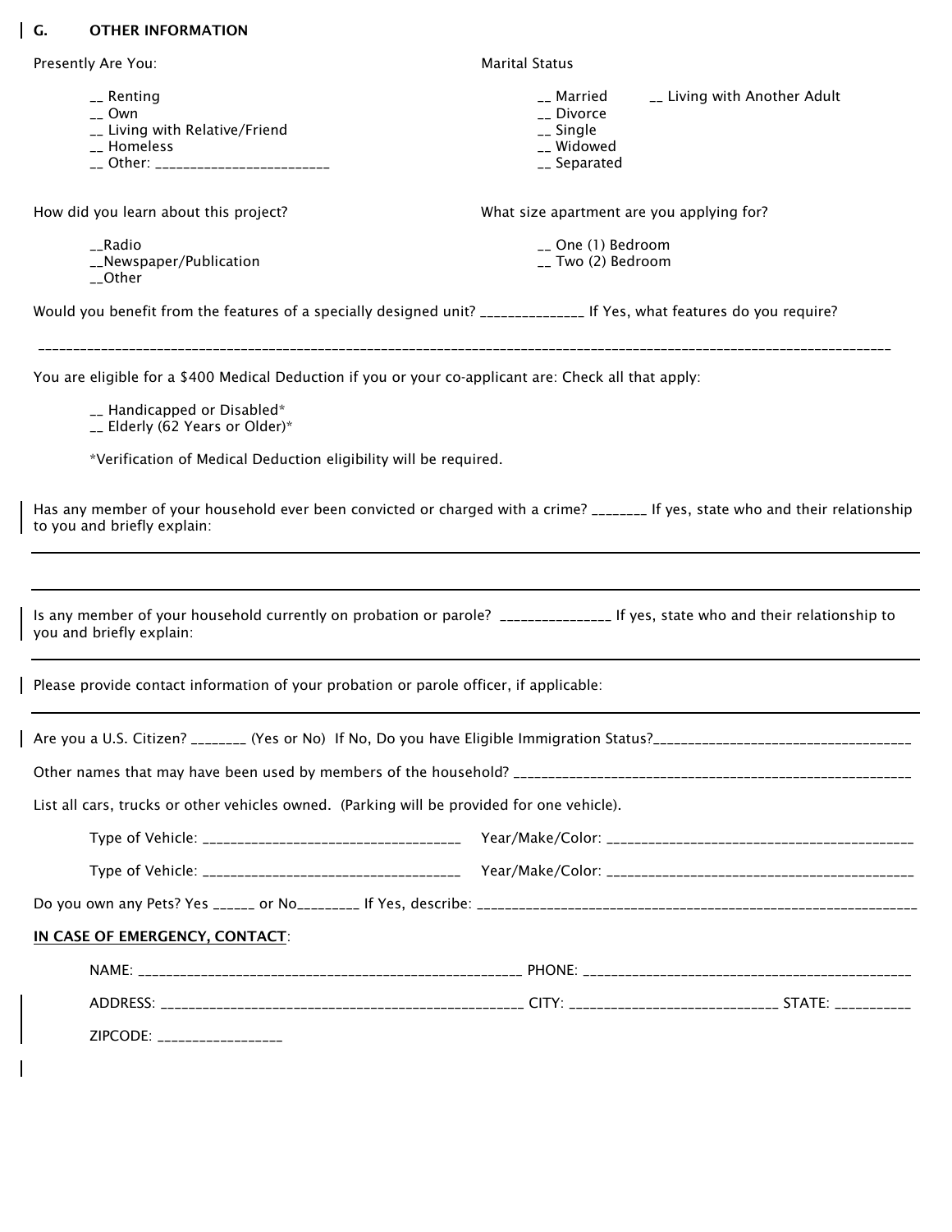## G. OTHER INFORMATION

Presently Are You:

__ Renting
__ Own
__ Living with Relative/Friend
__ Homeless
__ Other: ________________________

Marital Status

__ Married __ Living with Another Adult
__ Divorce
__ Single
__ Widowed
__ Separated

How did you learn about this project?

__Radio
__Newspaper/Publication
__Other

What size apartment are you applying for?

__ One (1) Bedroom
__ Two (2) Bedroom

Would you benefit from the features of a specially designed unit? ______________ If Yes, what features do you require?

_______________________________________________________________________________________________

You are eligible for a $400 Medical Deduction if you or your co-applicant are: Check all that apply:

__ Handicapped or Disabled*
__ Elderly (62 Years or Older)*

*Verification of Medical Deduction eligibility will be required.

Has any member of your household ever been convicted or charged with a crime? _______ If yes, state who and their relationship to you and briefly explain:

_______________________________________________________________________________________________

_______________________________________________________________________________________________

Is any member of your household currently on probation or parole? _______________ If yes, state who and their relationship to you and briefly explain:

_______________________________________________________________________________________________

Please provide contact information of your probation or parole officer, if applicable:

_______________________________________________________________________________________________

Are you a U.S. Citizen? _______ (Yes or No) If No, Do you have Eligible Immigration Status?___________________________________

Other names that may have been used by members of the household? ______________________________________________________

List all cars, trucks or other vehicles owned. (Parking will be provided for one vehicle).

Type of Vehicle: __________________________________ Year/Make/Color: _________________________________________

Type of Vehicle: __________________________________ Year/Make/Color: _________________________________________

Do you own any Pets? Yes ______ or No________ If Yes, describe: ____________________________________________________________

**IN CASE OF EMERGENCY, CONTACT**:

NAME: ____________________________________________________ PHONE: ______________________________________________

ADDRESS: __________________________________________________ CITY: ____________________________ STATE: __________

ZIPCODE: ________________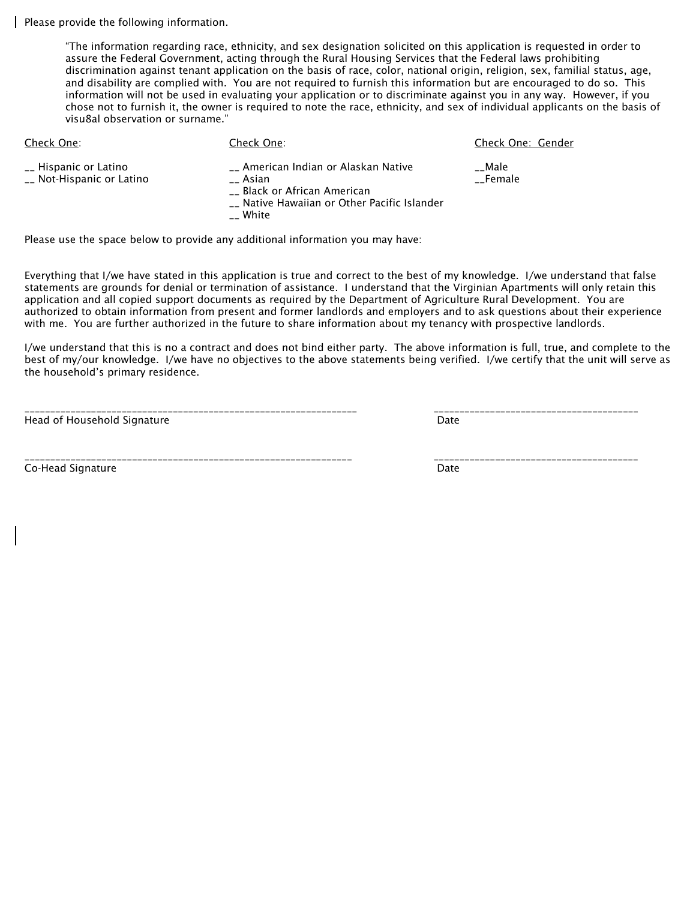Please provide the following information.

> "The information regarding race, ethnicity, and sex designation solicited on this application is requested in order to assure the Federal Government, acting through the Rural Housing Services that the Federal laws prohibiting discrimination against tenant application on the basis of race, color, national origin, religion, sex, familial status, age, and disability are complied with. You are not required to furnish this information but are encouraged to do so. This information will not be used in evaluating your application or to discriminate against you in any way. However, if you chose not to furnish it, the owner is required to note the race, ethnicity, and sex of individual applicants on the basis of visu8al observation or surname."

| Check One: | Check One: | Check One: Gender |
|---|---|---|
| __ Hispanic or Latino | __ American Indian or Alaskan Native | __Male |
| __ Not-Hispanic or Latino | __ Asian | __Female |
| | __ Black or African American | |
| | __ Native Hawaiian or Other Pacific Islander | |
| | __ White | |

Please use the space below to provide any additional information you may have:

Everything that I/we have stated in this application is true and correct to the best of my knowledge. I/we understand that false statements are grounds for denial or termination of assistance. I understand that the Virginian Apartments will only retain this application and all copied support documents as required by the Department of Agriculture Rural Development. You are authorized to obtain information from present and former landlords and employers and to ask questions about their experience with me. You are further authorized in the future to share information about my tenancy with prospective landlords.

I/we understand that this is no a contract and does not bind either party. The above information is full, true, and complete to the best of my/our knowledge. I/we have no objectives to the above statements being verified. I/we certify that the unit will serve as the household's primary residence.

________________________________________________________________ ________________________________________

Head of Household Signature Date

________________________________________________________________ ________________________________________

Co-Head Signature Date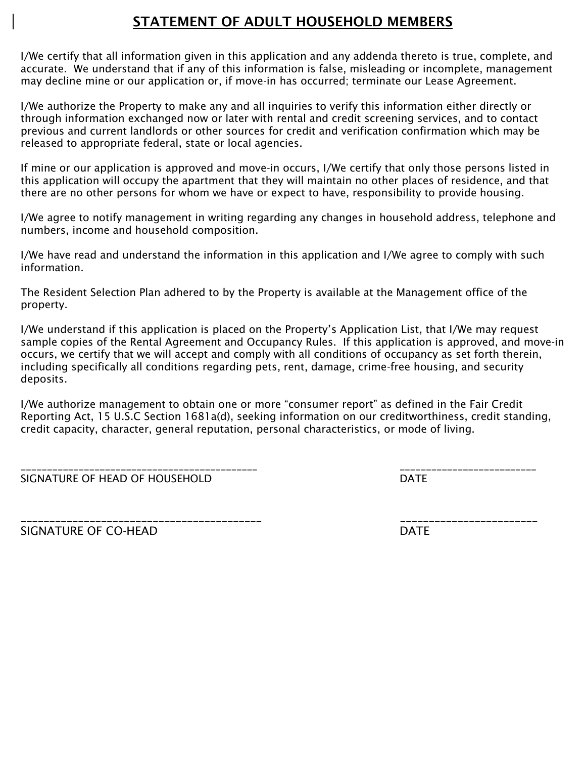# STATEMENT OF ADULT HOUSEHOLD MEMBERS

I/We certify that all information given in this application and any addenda thereto is true, complete, and accurate. We understand that if any of this information is false, misleading or incomplete, management may decline mine or our application or, if move-in has occurred; terminate our Lease Agreement.

I/We authorize the Property to make any and all inquiries to verify this information either directly or through information exchanged now or later with rental and credit screening services, and to contact previous and current landlords or other sources for credit and verification confirmation which may be released to appropriate federal, state or local agencies.

If mine or our application is approved and move-in occurs, I/We certify that only those persons listed in this application will occupy the apartment that they will maintain no other places of residence, and that there are no other persons for whom we have or expect to have, responsibility to provide housing.

I/We agree to notify management in writing regarding any changes in household address, telephone and numbers, income and household composition.

I/We have read and understand the information in this application and I/We agree to comply with such information.

The Resident Selection Plan adhered to by the Property is available at the Management office of the property.

I/We understand if this application is placed on the Property's Application List, that I/We may request sample copies of the Rental Agreement and Occupancy Rules. If this application is approved, and move-in occurs, we certify that we will accept and comply with all conditions of occupancy as set forth therein, including specifically all conditions regarding pets, rent, damage, crime-free housing, and security deposits.

I/We authorize management to obtain one or more "consumer report" as defined in the Fair Credit Reporting Act, 15 U.S.C Section 1681a(d), seeking information on our creditworthiness, credit standing, credit capacity, character, general reputation, personal characteristics, or mode of living.

___________________________________________ ___________________________

SIGNATURE OF HEAD OF HOUSEHOLD DATE

___________________________________________ ___________________________

SIGNATURE OF CO-HEAD DATE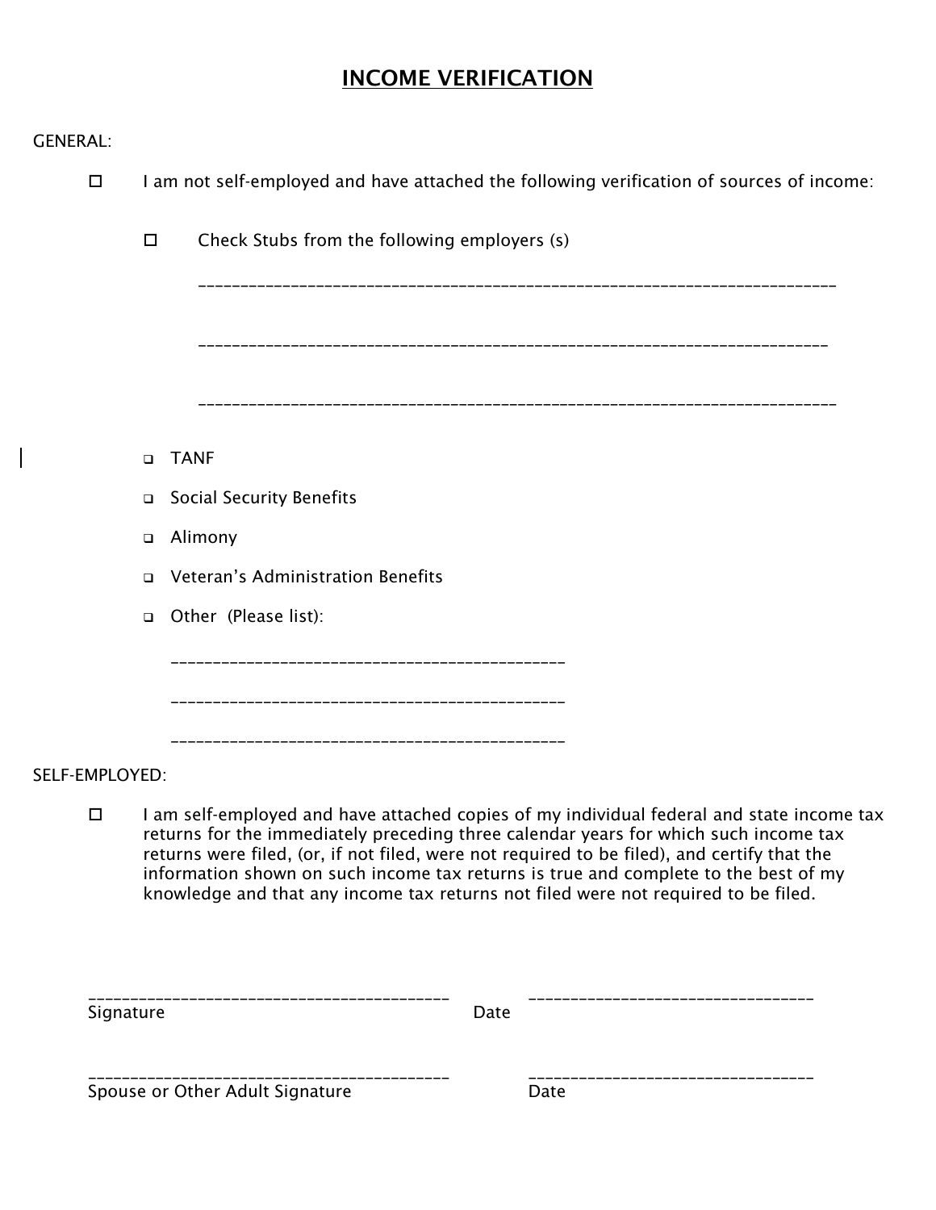# INCOME VERIFICATION

GENERAL:

- ☐ I am not self-employed and have attached the following verification of sources of income:

  - ☐ Check Stubs from the following employers (s)

    ______________________________________________________________________________

    ______________________________________________________________________________

    ______________________________________________________________________________

  - ☐ TANF
  - ☐ Social Security Benefits
  - ☐ Alimony
  - ☐ Veteran's Administration Benefits
  - ☐ Other (Please list):

    ________________________________________________

    ________________________________________________

    ________________________________________________

SELF-EMPLOYED:

- ☐ I am self-employed and have attached copies of my individual federal and state income tax returns for the immediately preceding three calendar years for which such income tax returns were filed, (or, if not filed, were not required to be filed), and certify that the information shown on such income tax returns is true and complete to the best of my knowledge and that any income tax returns not filed were not required to be filed.

__________________________________________ __________________________________

Signature Date

__________________________________________ __________________________________

Spouse or Other Adult Signature Date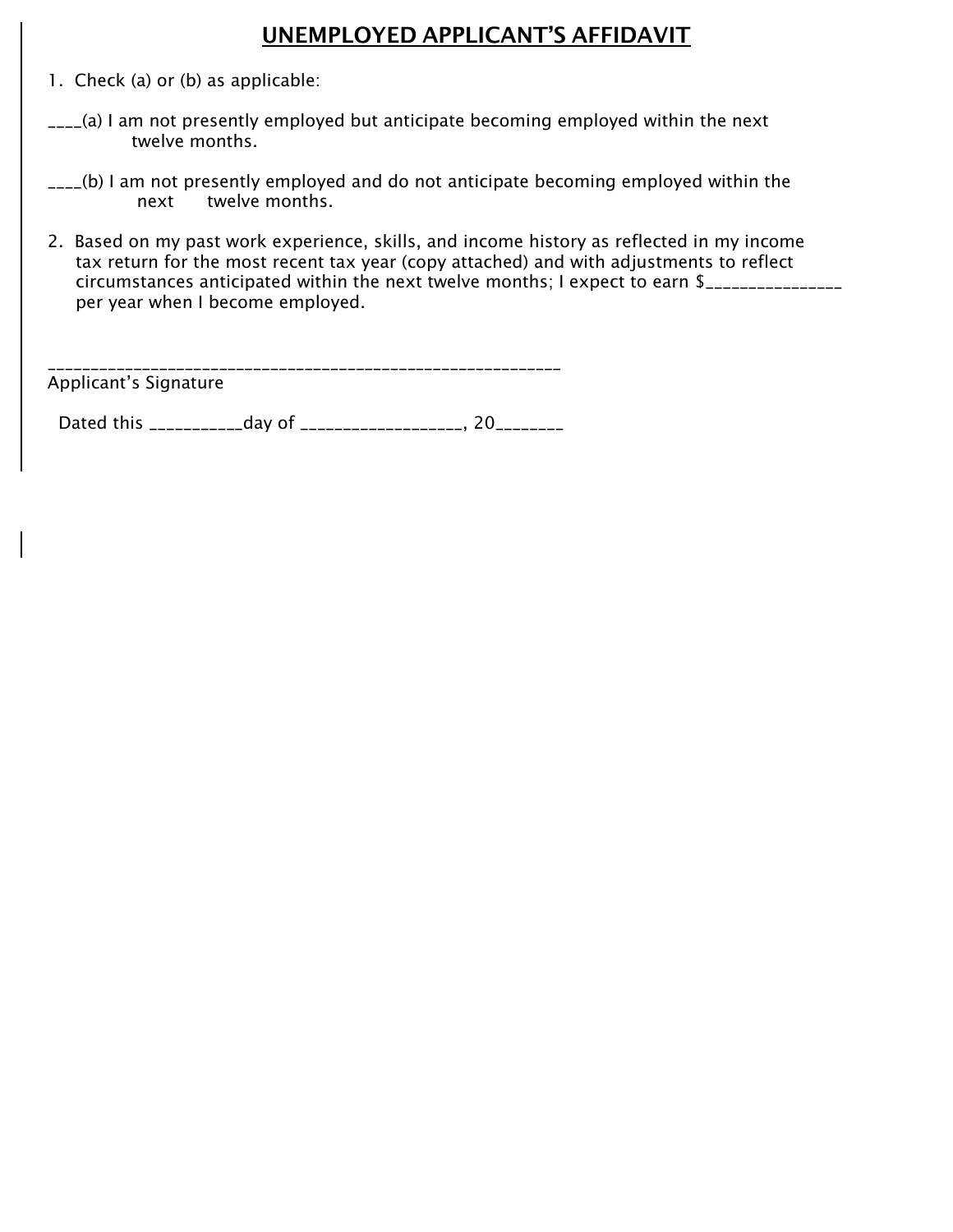# UNEMPLOYED APPLICANT'S AFFIDAVIT

1. Check (a) or (b) as applicable:

____(a) I am not presently employed but anticipate becoming employed within the next twelve months.

____(b) I am not presently employed and do not anticipate becoming employed within the next twelve months.

2. Based on my past work experience, skills, and income history as reflected in my income tax return for the most recent tax year (copy attached) and with adjustments to reflect circumstances anticipated within the next twelve months; I expect to earn $_______________ per year when I become employed.

__________________________________________________________
Applicant's Signature

Dated this ___________day of __________________, 20________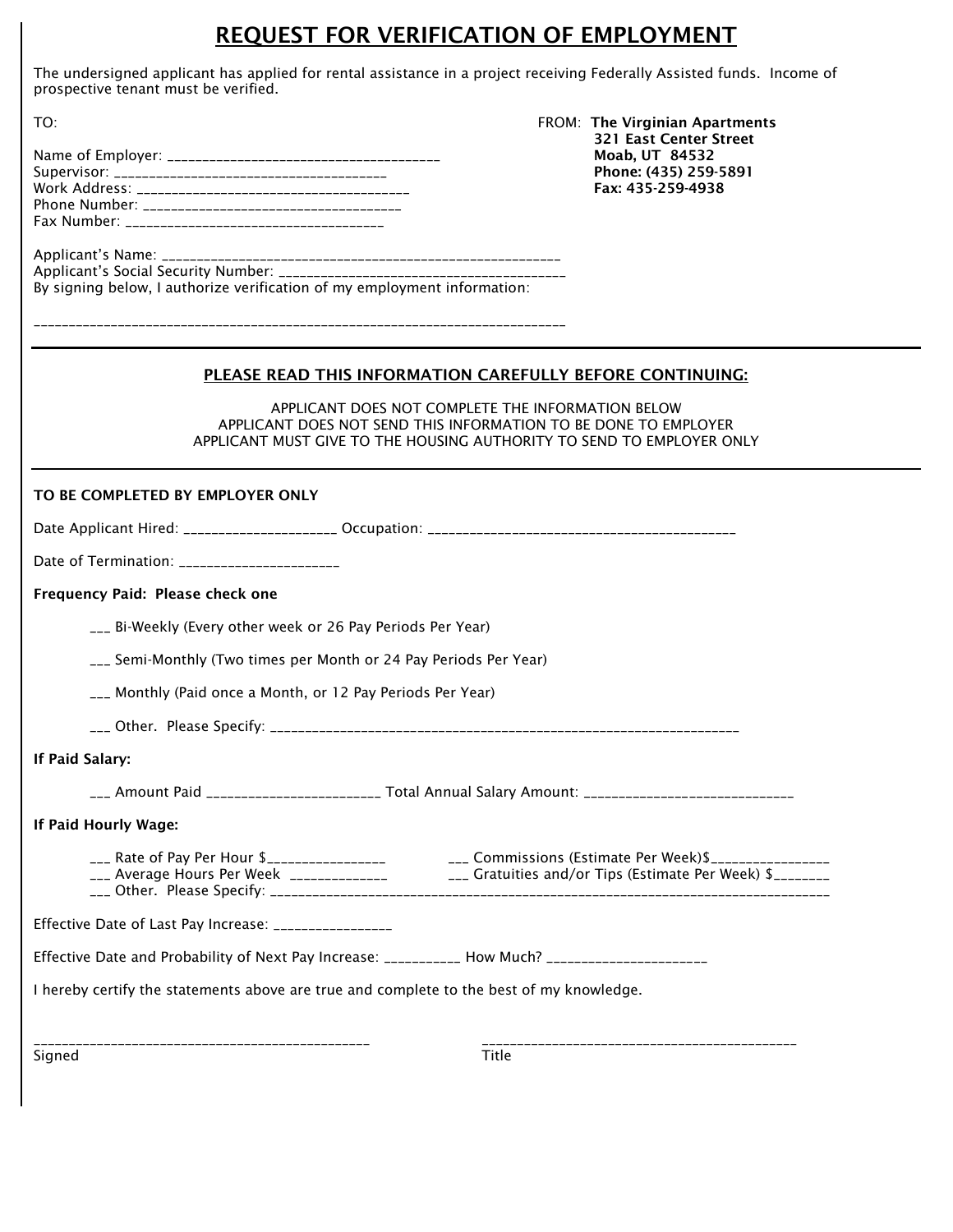# REQUEST FOR VERIFICATION OF EMPLOYMENT

The undersigned applicant has applied for rental assistance in a project receiving Federally Assisted funds. Income of prospective tenant must be verified.

TO:

Name of Employer: ______________________________________
Supervisor: ______________________________________
Work Address: ______________________________________
Phone Number: ______________________________________
Fax Number: ______________________________________

FROM: **The Virginian Apartments**
**321 East Center Street**
**Moab, UT 84532**
**Phone: (435) 259-5891**
**Fax: 435-259-4938**

Applicant's Name: ______________________________________________________
Applicant's Social Security Number: ______________________________________
By signing below, I authorize verification of my employment information:

___________________________________________________________________________

---

**PLEASE READ THIS INFORMATION CAREFULLY BEFORE CONTINUING:**

APPLICANT DOES NOT COMPLETE THE INFORMATION BELOW
APPLICANT DOES NOT SEND THIS INFORMATION TO BE DONE TO EMPLOYER
APPLICANT MUST GIVE TO THE HOUSING AUTHORITY TO SEND TO EMPLOYER ONLY

---

**TO BE COMPLETED BY EMPLOYER ONLY**

Date Applicant Hired: ____________________ Occupation: ___________________________________________

Date of Termination: _____________________

**Frequency Paid: Please check one**

___ Bi-Weekly (Every other week or 26 Pay Periods Per Year)

___ Semi-Monthly (Two times per Month or 24 Pay Periods Per Year)

___ Monthly (Paid once a Month, or 12 Pay Periods Per Year)

___ Other. Please Specify: __________________________________________________________________

**If Paid Salary:**

___ Amount Paid _______________________ Total Annual Salary Amount: ____________________________

**If Paid Hourly Wage:**

___ Rate of Pay Per Hour $________________
___ Average Hours Per Week _____________
___ Commissions (Estimate Per Week)$________________
___ Gratuities and/or Tips (Estimate Per Week) $________
___ Other. Please Specify: _____________________________________________________________________________

Effective Date of Last Pay Increase: ________________

Effective Date and Probability of Next Pay Increase: ___________ How Much? _____________________

I hereby certify the statements above are true and complete to the best of my knowledge.

_______________________________________________
Signed

____________________________________________
Title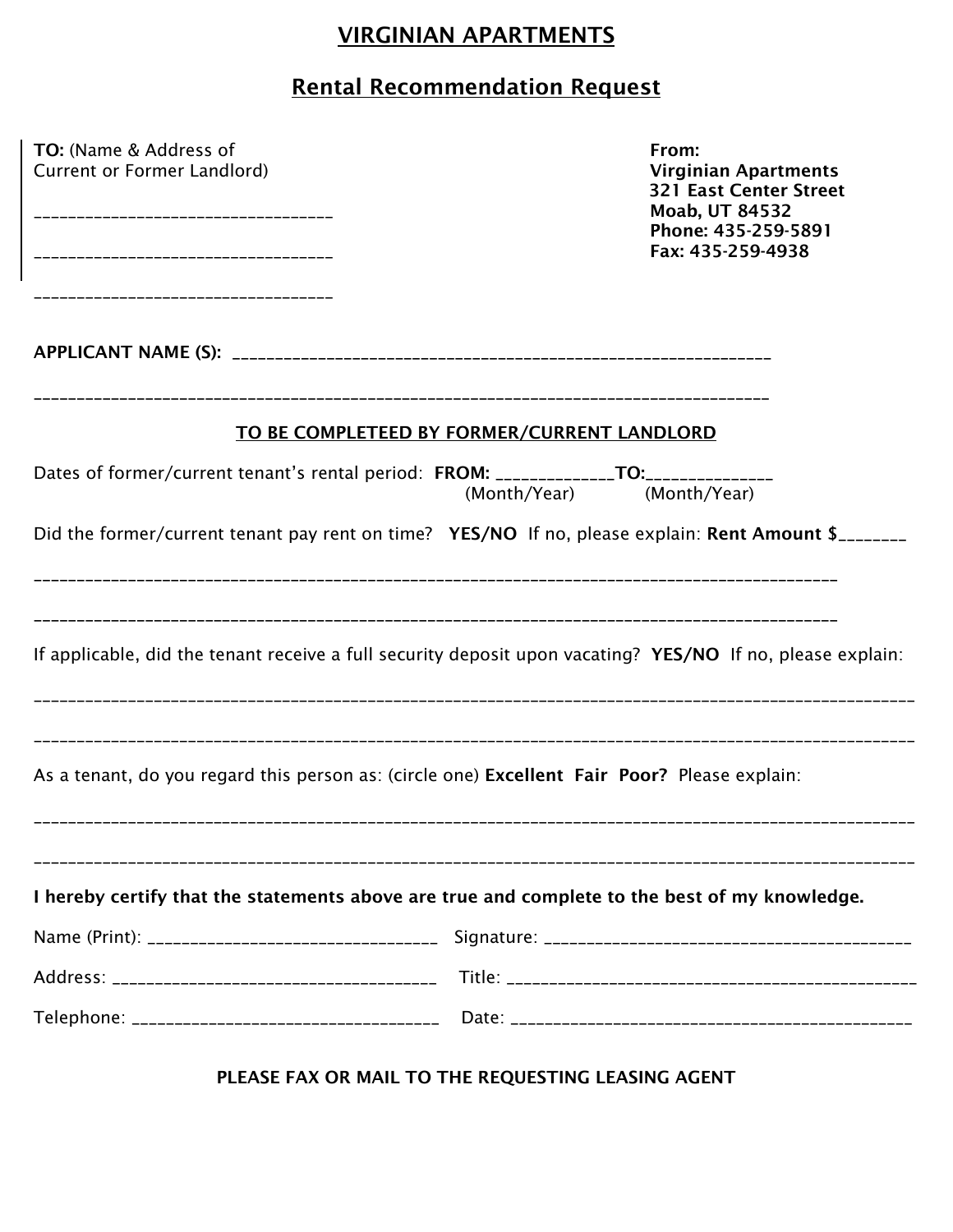# VIRGINIAN APARTMENTS

## Rental Recommendation Request

**TO:** (Name & Address of Current or Former Landlord)

___________________________________

___________________________________

___________________________________

**From:**
**Virginian Apartments**
**321 East Center Street**
**Moab, UT 84532**
**Phone: 435-259-5891**
**Fax: 435-259-4938**

**APPLICANT NAME (S):** ___________________________________________________________

_________________________________________________________________________________

**TO BE COMPLETEED BY FORMER/CURRENT LANDLORD**

Dates of former/current tenant's rental period: **FROM:** _____________**TO:**______________
(Month/Year) (Month/Year)

Did the former/current tenant pay rent on time? **YES/NO** If no, please explain: **Rent Amount $**________

_________________________________________________________________________________________

_________________________________________________________________________________________

If applicable, did the tenant receive a full security deposit upon vacating? **YES/NO** If no, please explain:

__________________________________________________________________________________________________

__________________________________________________________________________________________________

As a tenant, do you regard this person as: (circle one) **Excellent Fair Poor?** Please explain:

__________________________________________________________________________________________________

__________________________________________________________________________________________________

**I hereby certify that the statements above are true and complete to the best of my knowledge.**

Name (Print): _________________________________ Signature: ___________________________________________

Address: ____________________________________ Title: ______________________________________________

Telephone: __________________________________ Date: ______________________________________________

**PLEASE FAX OR MAIL TO THE REQUESTING LEASING AGENT**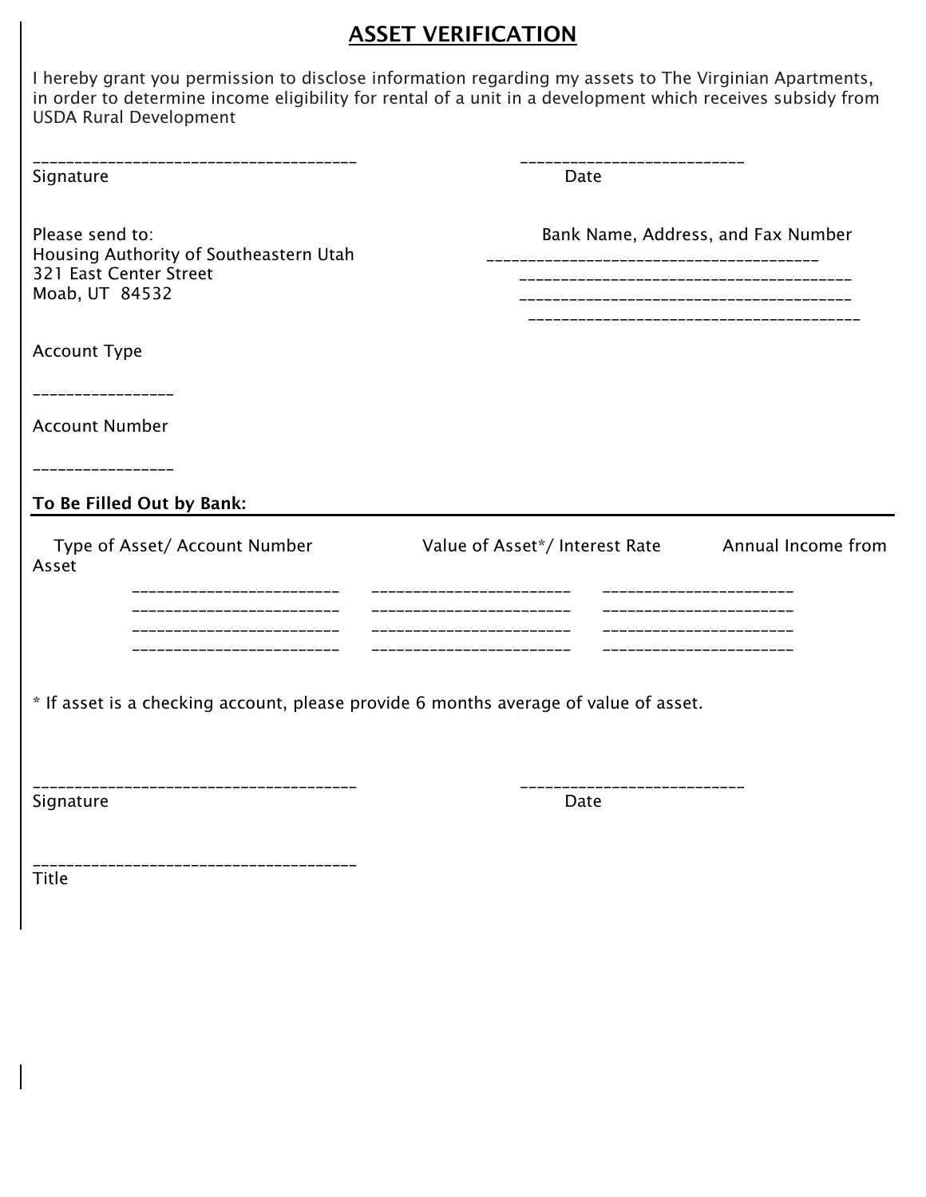# ASSET VERIFICATION

I hereby grant you permission to disclose information regarding my assets to The Virginian Apartments, in order to determine income eligibility for rental of a unit in a development which receives subsidy from USDA Rural Development

_____________________________________ ___________________________

Signature Date

Please send to:
Housing Authority of Southeastern Utah
321 East Center Street
Moab, UT 84532

Bank Name, Address, and Fax Number

_____________________________________

_____________________________________

_____________________________________

_____________________________________

Account Type

________________

Account Number

________________

**To Be Filled Out by Bank:**

| Type of Asset/ Account Number | Value of Asset*/ Interest Rate | Annual Income from Asset |
|---|---|---|
| ________________________ | ______________________ | _____________________ |
| ________________________ | ______________________ | _____________________ |
| ________________________ | ______________________ | _____________________ |
| ________________________ | ______________________ | _____________________ |

* If asset is a checking account, please provide 6 months average of value of asset.

_____________________________________ ___________________________

Signature Date

_____________________________________

Title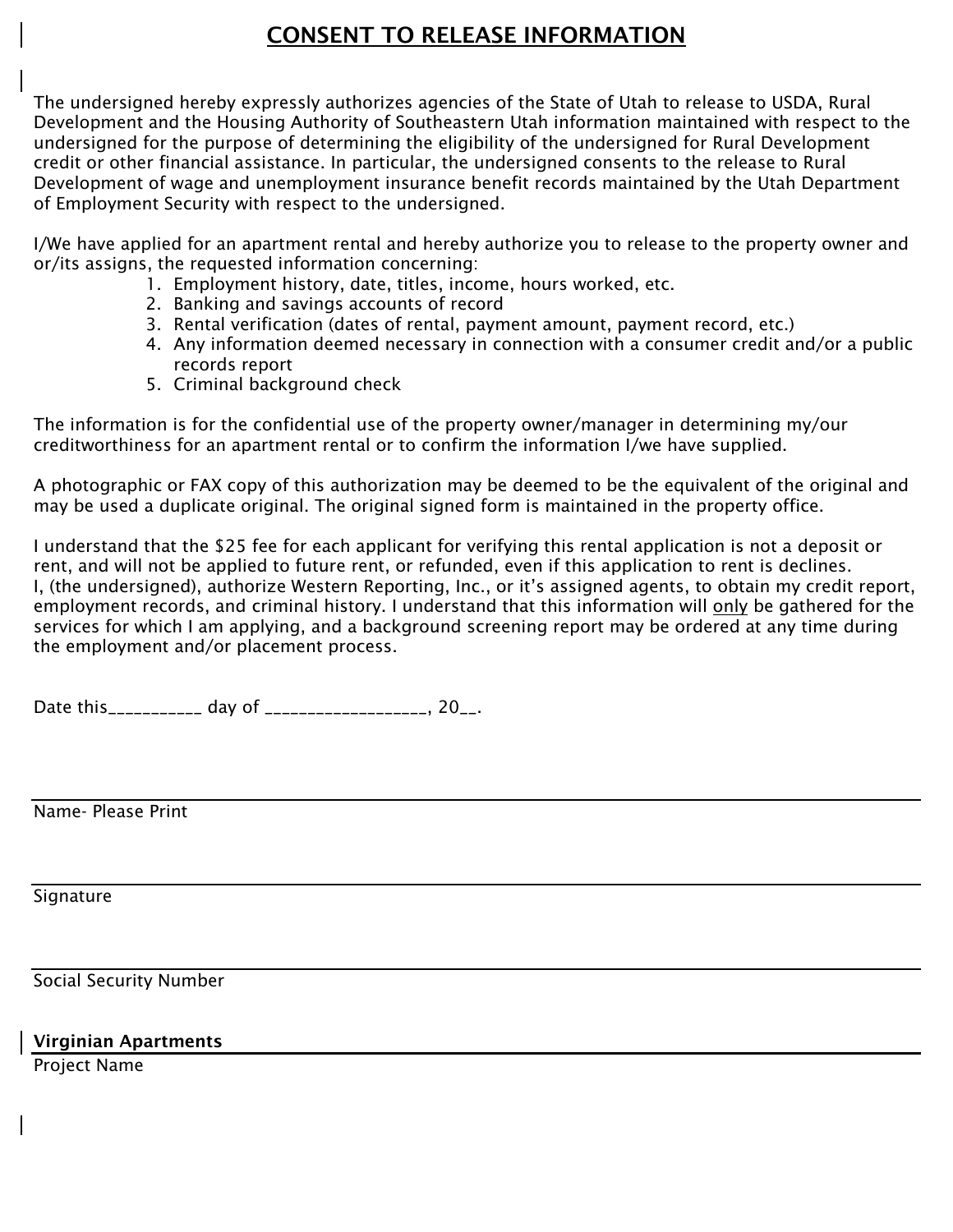# CONSENT TO RELEASE INFORMATION

The undersigned hereby expressly authorizes agencies of the State of Utah to release to USDA, Rural Development and the Housing Authority of Southeastern Utah information maintained with respect to the undersigned for the purpose of determining the eligibility of the undersigned for Rural Development credit or other financial assistance. In particular, the undersigned consents to the release to Rural Development of wage and unemployment insurance benefit records maintained by the Utah Department of Employment Security with respect to the undersigned.

I/We have applied for an apartment rental and hereby authorize you to release to the property owner and or/its assigns, the requested information concerning:

1. Employment history, date, titles, income, hours worked, etc.
2. Banking and savings accounts of record
3. Rental verification (dates of rental, payment amount, payment record, etc.)
4. Any information deemed necessary in connection with a consumer credit and/or a public records report
5. Criminal background check

The information is for the confidential use of the property owner/manager in determining my/our creditworthiness for an apartment rental or to confirm the information I/we have supplied.

A photographic or FAX copy of this authorization may be deemed to be the equivalent of the original and may be used a duplicate original. The original signed form is maintained in the property office.

I understand that the $25 fee for each applicant for verifying this rental application is not a deposit or rent, and will not be applied to future rent, or refunded, even if this application to rent is declines.
I, (the undersigned), authorize Western Reporting, Inc., or it's assigned agents, to obtain my credit report, employment records, and criminal history. I understand that this information will only be gathered for the services for which I am applying, and a background screening report may be ordered at any time during the employment and/or placement process.

Date this___________ day of __________________, 20__.

______________________________________________

Name- Please Print

______________________________________________

Signature

______________________________________________

Social Security Number

**Virginian Apartments**

Project Name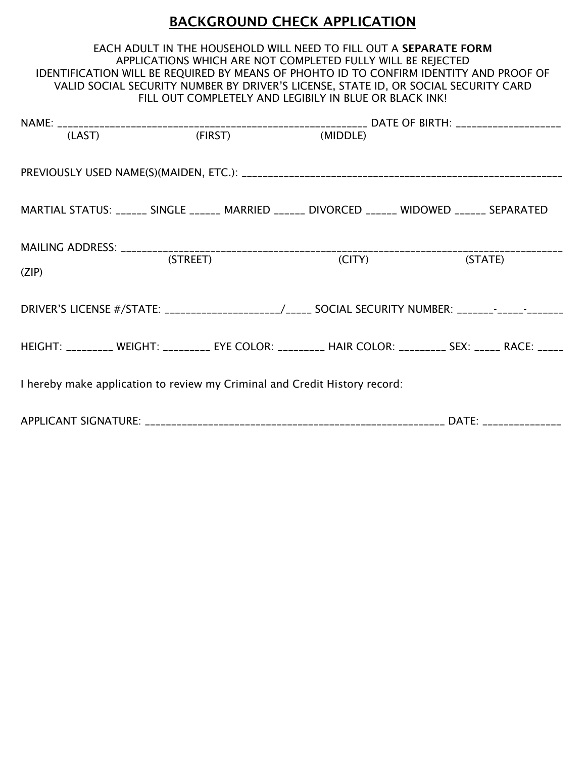## BACKGROUND CHECK APPLICATION

EACH ADULT IN THE HOUSEHOLD WILL NEED TO FILL OUT A **SEPARATE FORM**
APPLICATIONS WHICH ARE NOT COMPLETED FULLY WILL BE REJECTED
IDENTIFICATION WILL BE REQUIRED BY MEANS OF PHOHTO ID TO CONFIRM IDENTITY AND PROOF OF VALID SOCIAL SECURITY NUMBER BY DRIVER'S LICENSE, STATE ID, OR SOCIAL SECURITY CARD
FILL OUT COMPLETELY AND LEGIBILY IN BLUE OR BLACK INK!

NAME: ___________________________________________________________ DATE OF BIRTH: ___________________
(LAST) (FIRST) (MIDDLE)

PREVIOUSLY USED NAME(S)(MAIDEN, ETC.): ___________________________________________________________

MARTIAL STATUS: ______ SINGLE ______ MARRIED ______ DIVORCED ______ WIDOWED ______ SEPARATED

MAILING ADDRESS: ___________________________________________________________________________________
(STREET) (CITY) (STATE) (ZIP)

DRIVER'S LICENSE #/STATE: _____________________/_____ SOCIAL SECURITY NUMBER: _______-_____-_______

HEIGHT: _________ WEIGHT: _________ EYE COLOR: _________ HAIR COLOR: _________ SEX: _____ RACE: _____

I hereby make application to review my Criminal and Credit History record:

APPLICANT SIGNATURE: _________________________________________________________ DATE: ______________